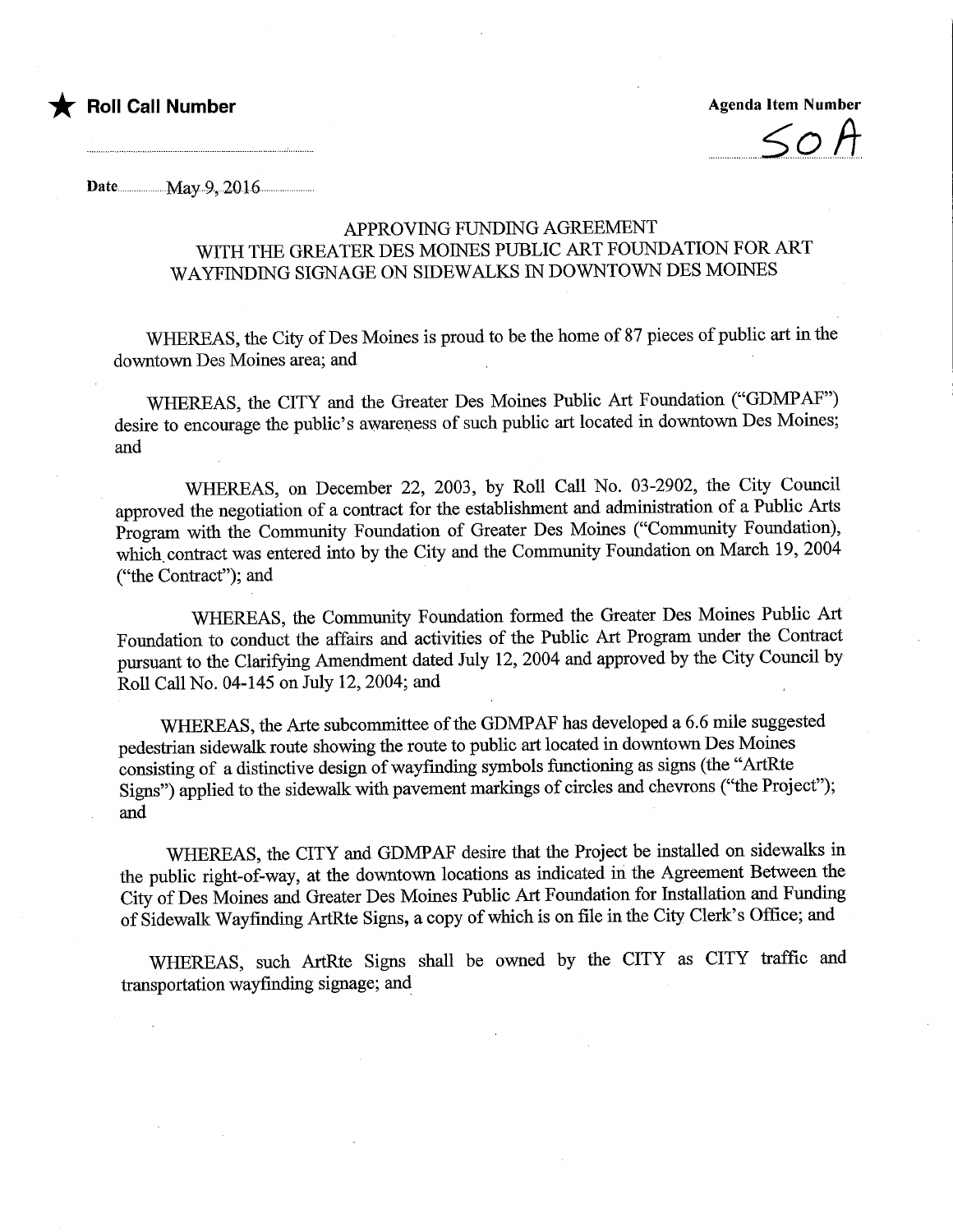★ **Roll Call Number**

**Agenda Item Number**

50A

Date May 9, 2016

## APPROVING FUNDING AGREEMENT WITH THE GREATER DES MOINES PUBLIC ART FOUNDATION FOR ART WAYFINDING SIGNAGE ON SIDEWALKS IN DOWNTOWN DES MOINES

WHEREAS, the City of Des Moines is proud to be the home of 87 pieces of public art in the downtown Des Moines area; and

WHEREAS, the CITY and the Greater Des Moines Public Art Foundation ("GDMPAF") desire to encourage the public's awareness of such public art located in downtown Des Moines; and

WHEREAS, on December 22, 2003, by Roll Call No. 03-2902, the City Council approved the negotiation of a contract for the establishment and administration of a Public Arts Program with the Community Foundation of Greater Des Moines ("Community Foundation), which contract was entered into by the City and the Community Foundation on March 19, 2004 ("the Contract"); and

WHEREAS, the Community Foundation formed the Greater Des Moines Public Art Foundation to conduct the affairs and activities of the Public Art Program under the Contract pursuant to the Clarifying Amendment dated July 12, 2004 and approved by the City Council by Roll Call No. 04-145 on July 12, 2004; and

WHEREAS, the Arte subcommittee of the GDMPAF has developed a 6.6 mile suggested pedestrian sidewalk route showing the route to public art located in downtown Des Moines consisting of a distinctive design of wayfinding symbols functioning as signs (the "ArtRte Signs") applied to the sidewalk with pavement markings of circles and chevrons ("the Project"); and

WHEREAS, the CITY and GDMPAF desire that the Project be installed on sidewalks in the public right-of-way, at the downtown locations as indicated in the Agreement Between the City of Des Moines and Greater Des Moines Public Art Foundation for Installation and Funding of Sidewalk Wayfinding ArtRte Signs, a copy of which is on file in the City Clerk's Office; and

WHEREAS, such ArtRte Signs shall be owned by the CITY as CITY traffic and transportation wayfinding signage; and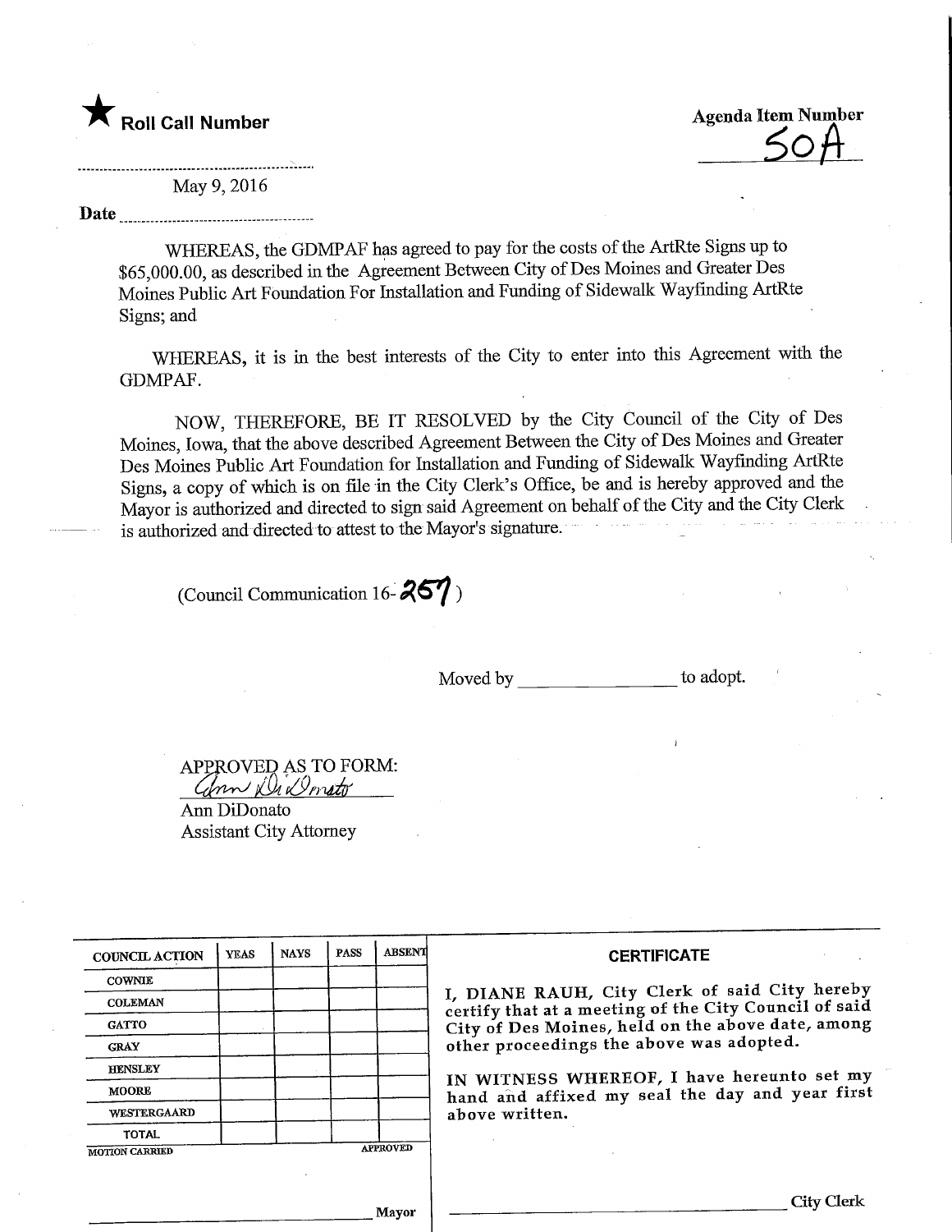★ **Roll Call Number**

**Agenda Item Number**
50A

May 9, 2016

**Date** ________________

WHEREAS, the GDMPAF has agreed to pay for the costs of the ArtRte Signs up to $65,000.00, as described in the Agreement Between City of Des Moines and Greater Des Moines Public Art Foundation For Installation and Funding of Sidewalk Wayfinding ArtRte Signs; and

WHEREAS, it is in the best interests of the City to enter into this Agreement with the GDMPAF.

NOW, THEREFORE, BE IT RESOLVED by the City Council of the City of Des Moines, Iowa, that the above described Agreement Between the City of Des Moines and Greater Des Moines Public Art Foundation for Installation and Funding of Sidewalk Wayfinding ArtRte Signs, a copy of which is on file in the City Clerk's Office, be and is hereby approved and the Mayor is authorized and directed to sign said Agreement on behalf of the City and the City Clerk is authorized and directed to attest to the Mayor's signature.

(Council Communication 16-257)

Moved by ________________ to adopt.

APPROVED AS TO FORM:
Ann DiDonato
Ann DiDonato
Assistant City Attorney

| COUNCIL ACTION | YEAS | NAYS | PASS | ABSENT |
|---|---|---|---|---|
| COWNIE | | | | |
| COLEMAN | | | | |
| GATTO | | | | |
| GRAY | | | | |
| HENSLEY | | | | |
| MOORE | | | | |
| WESTERGAARD | | | | |
| TOTAL | | | | |

MOTION CARRIED APPROVED

________________ Mayor

**CERTIFICATE**

I, DIANE RAUH, City Clerk of said City hereby certify that at a meeting of the City Council of said City of Des Moines, held on the above date, among other proceedings the above was adopted.

IN WITNESS WHEREOF, I have hereunto set my hand and affixed my seal the day and year first above written.

________________ City Clerk